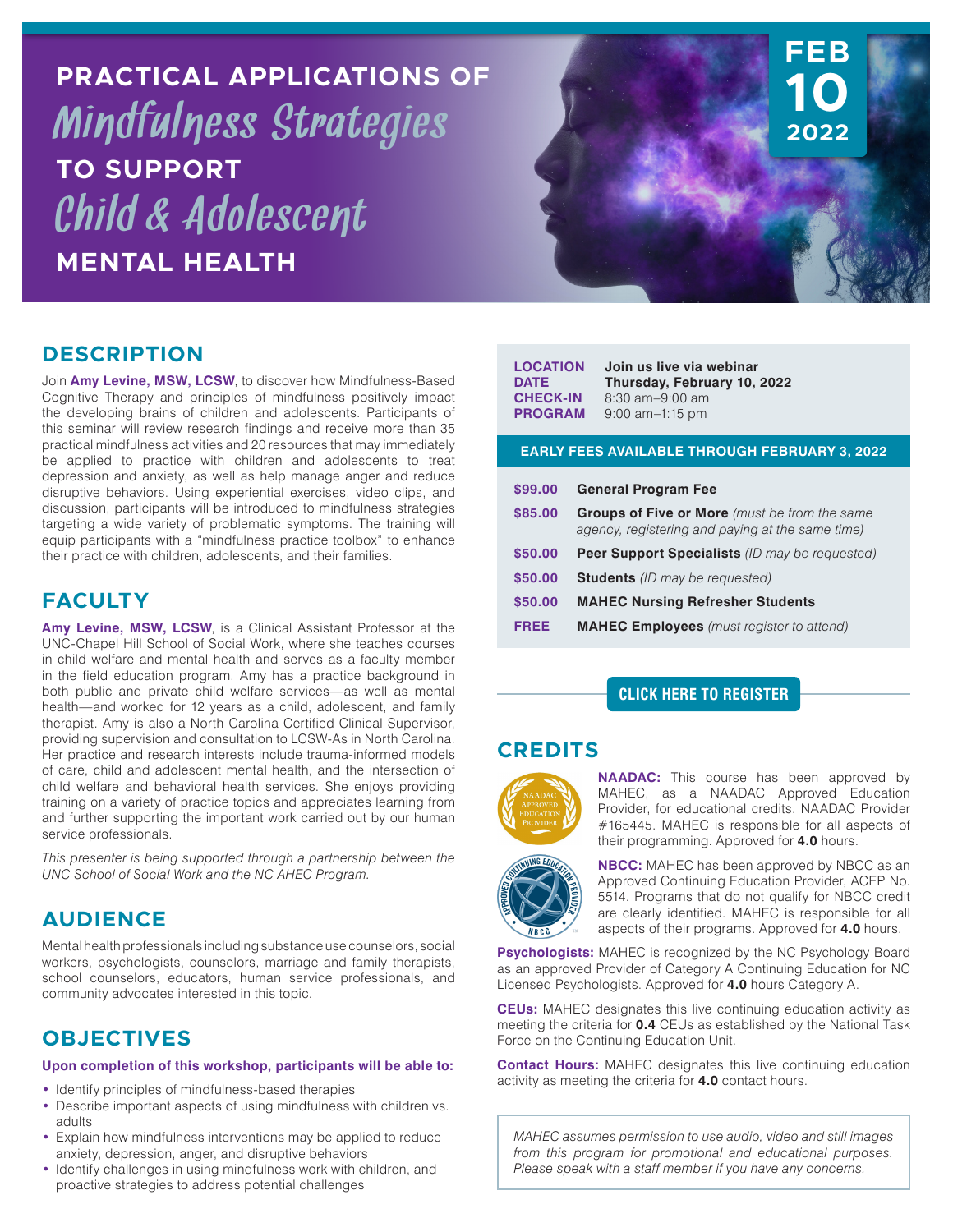# PRACTICAL APPLICATIONS OF *Mindfulness Strategies* TO SUPPORT *Child & Adolescent* MENTAL HEALTH

FEB 10 2022

## DESCRIPTION

Join **Amy Levine, MSW, LCSW**, to discover how Mindfulness-Based Cognitive Therapy and principles of mindfulness positively impact the developing brains of children and adolescents. Participants of this seminar will review research findings and receive more than 35 practical mindfulness activities and 20 resources that may immediately be applied to practice with children and adolescents to treat depression and anxiety, as well as help manage anger and reduce disruptive behaviors. Using experiential exercises, video clips, and discussion, participants will be introduced to mindfulness strategies targeting a wide variety of problematic symptoms. The training will equip participants with a "mindfulness practice toolbox" to enhance their practice with children, adolescents, and their families.

## FACULTY

**Amy Levine, MSW, LCSW**, is a Clinical Assistant Professor at the UNC-Chapel Hill School of Social Work, where she teaches courses in child welfare and mental health and serves as a faculty member in the field education program. Amy has a practice background in both public and private child welfare services—as well as mental health—and worked for 12 years as a child, adolescent, and family therapist. Amy is also a North Carolina Certified Clinical Supervisor, providing supervision and consultation to LCSW-As in North Carolina. Her practice and research interests include trauma-informed models of care, child and adolescent mental health, and the intersection of child welfare and behavioral health services. She enjoys providing training on a variety of practice topics and appreciates learning from and further supporting the important work carried out by our human service professionals.

*This presenter is being supported through a partnership between the UNC School of Social Work and the NC AHEC Program.*

## AUDIENCE

Mental health professionals including substance use counselors, social workers, psychologists, counselors, marriage and family therapists, school counselors, educators, human service professionals, and community advocates interested in this topic.

## OBJECTIVES

**Upon completion of this workshop, participants will be able to:**

- Identify principles of mindfulness-based therapies
- Describe important aspects of using mindfulness with children vs. adults
- Explain how mindfulness interventions may be applied to reduce anxiety, depression, anger, and disruptive behaviors
- Identify challenges in using mindfulness work with children, and proactive strategies to address potential challenges

**LOCATION** Join us live via webinar
**DATE** Thursday, February 10, 2022
**CHECK-IN** 8:30 am–9:00 am
**PROGRAM** 9:00 am–1:15 pm

**EARLY FEES AVAILABLE THROUGH FEBRUARY 3, 2022**

| Fee | Category |
|---|---|
| $99.00 | **General Program Fee** |
| $85.00 | **Groups of Five or More** *(must be from the same agency, registering and paying at the same time)* |
| $50.00 | **Peer Support Specialists** *(ID may be requested)* |
| $50.00 | **Students** *(ID may be requested)* |
| $50.00 | **MAHEC Nursing Refresher Students** |
| FREE | **MAHEC Employees** *(must register to attend)* |

**CLICK HERE TO REGISTER**

## CREDITS

**NAADAC:** This course has been approved by MAHEC, as a NAADAC Approved Education Provider, for educational credits. NAADAC Provider #165445. MAHEC is responsible for all aspects of their programming. Approved for **4.0** hours.

**NBCC:** MAHEC has been approved by NBCC as an Approved Continuing Education Provider, ACEP No. 5514. Programs that do not qualify for NBCC credit are clearly identified. MAHEC is responsible for all aspects of their programs. Approved for **4.0** hours.

**Psychologists:** MAHEC is recognized by the NC Psychology Board as an approved Provider of Category A Continuing Education for NC Licensed Psychologists. Approved for **4.0** hours Category A.

**CEUs:** MAHEC designates this live continuing education activity as meeting the criteria for **0.4** CEUs as established by the National Task Force on the Continuing Education Unit.

**Contact Hours:** MAHEC designates this live continuing education activity as meeting the criteria for **4.0** contact hours.

*MAHEC assumes permission to use audio, video and still images from this program for promotional and educational purposes. Please speak with a staff member if you have any concerns.*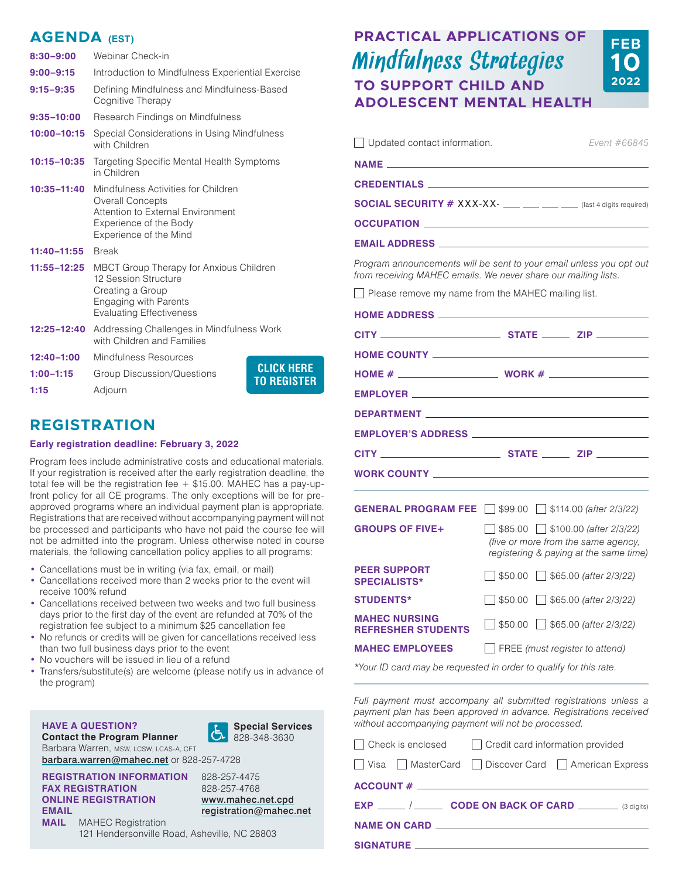## AGENDA (EST)

| | |
|---|---|
| **8:30–9:00** | Webinar Check-in |
| **9:00–9:15** | Introduction to Mindfulness Experiential Exercise |
| **9:15–9:35** | Defining Mindfulness and Mindfulness-Based Cognitive Therapy |
| **9:35–10:00** | Research Findings on Mindfulness |
| **10:00–10:15** | Special Considerations in Using Mindfulness with Children |
| **10:15–10:35** | Targeting Specific Mental Health Symptoms in Children |
| **10:35–11:40** | Mindfulness Activities for Children<br>Overall Concepts<br>Attention to External Environment<br>Experience of the Body<br>Experience of the Mind |
| **11:40–11:55** | Break |
| **11:55–12:25** | MBCT Group Therapy for Anxious Children<br>12 Session Structure<br>Creating a Group<br>Engaging with Parents<br>Evaluating Effectiveness |
| **12:25–12:40** | Addressing Challenges in Mindfulness Work with Children and Families |
| **12:40–1:00** | Mindfulness Resources |
| **1:00–1:15** | Group Discussion/Questions |
| **1:15** | Adjourn |

**CLICK HERE TO REGISTER**

## REGISTRATION

**Early registration deadline: February 3, 2022**

Program fees include administrative costs and educational materials. If your registration is received after the early registration deadline, the total fee will be the registration fee + $15.00. MAHEC has a pay-up-front policy for all CE programs. The only exceptions will be for pre-approved programs where an individual payment plan is appropriate. Registrations that are received without accompanying payment will not be processed and participants who have not paid the course fee will not be admitted into the program. Unless otherwise noted in course materials, the following cancellation policy applies to all programs:

- Cancellations must be in writing (via fax, email, or mail)
- Cancellations received more than 2 weeks prior to the event will receive 100% refund
- Cancellations received between two weeks and two full business days prior to the first day of the event are refunded at 70% of the registration fee subject to a minimum $25 cancellation fee
- No refunds or credits will be given for cancellations received less than two full business days prior to the event
- No vouchers will be issued in lieu of a refund
- Transfers/substitute(s) are welcome (please notify us in advance of the program)

**HAVE A QUESTION?**
**Contact the Program Planner**
Barbara Warren, MSW, LCSW, LCAS-A, CFT
barbara.warren@mahec.net or 828-257-4728

**Special Services**
828-348-3630

**REGISTRATION INFORMATION** 828-257-4475
**FAX REGISTRATION** 828-257-4768
**ONLINE REGISTRATION** www.mahec.net.cpd
**EMAIL** registration@mahec.net
**MAIL** MAHEC Registration
121 Hendersonville Road, Asheville, NC 28803

# PRACTICAL APPLICATIONS OF *Mindfulness Strategies* TO SUPPORT CHILD AND ADOLESCENT MENTAL HEALTH

**FEB 10 2022**

☐ Updated contact information. *Event #66845*

**NAME** ______________________

**CREDENTIALS** ______________________

**SOCIAL SECURITY #** XXX-XX- ___ ___ ___ ___ (last 4 digits required)

**OCCUPATION** ______________________

**EMAIL ADDRESS** ______________________

*Program announcements will be sent to your email unless you opt out from receiving MAHEC emails. We never share our mailing lists.*

☐ Please remove my name from the MAHEC mailing list.

**HOME ADDRESS** ______________________

**CITY** __________ **STATE** _____ **ZIP** _____

**HOME COUNTY** ______________________

**HOME #** __________ **WORK #** __________

**EMPLOYER** ______________________

**DEPARTMENT** ______________________

**EMPLOYER'S ADDRESS** ______________________

**CITY** __________ **STATE** _____ **ZIP** _____

**WORK COUNTY** ______________________

| | | |
|---|---|---|
| **GENERAL PROGRAM FEE** | ☐ $99.00 | ☐ $114.00 *(after 2/3/22)* |
| **GROUPS OF FIVE+** | ☐ $85.00 | ☐ $100.00 *(after 2/3/22)* *(five or more from the same agency, registering & paying at the same time)* |
| **PEER SUPPORT SPECIALISTS*** | ☐ $50.00 | ☐ $65.00 *(after 2/3/22)* |
| **STUDENTS*** | ☐ $50.00 | ☐ $65.00 *(after 2/3/22)* |
| **MAHEC NURSING REFRESHER STUDENTS** | ☐ $50.00 | ☐ $65.00 *(after 2/3/22)* |
| **MAHEC EMPLOYEES** | ☐ FREE *(must register to attend)* | |

*\*Your ID card may be requested in order to qualify for this rate.*

*Full payment must accompany all submitted registrations unless a payment plan has been approved in advance. Registrations received without accompanying payment will not be processed.*

☐ Check is enclosed ☐ Credit card information provided

☐ Visa ☐ MasterCard ☐ Discover Card ☐ American Express

**ACCOUNT #** ______________________

**EXP** ____ / ____ **CODE ON BACK OF CARD** ______ (3 digits)

**NAME ON CARD** ______________________

**SIGNATURE** ______________________